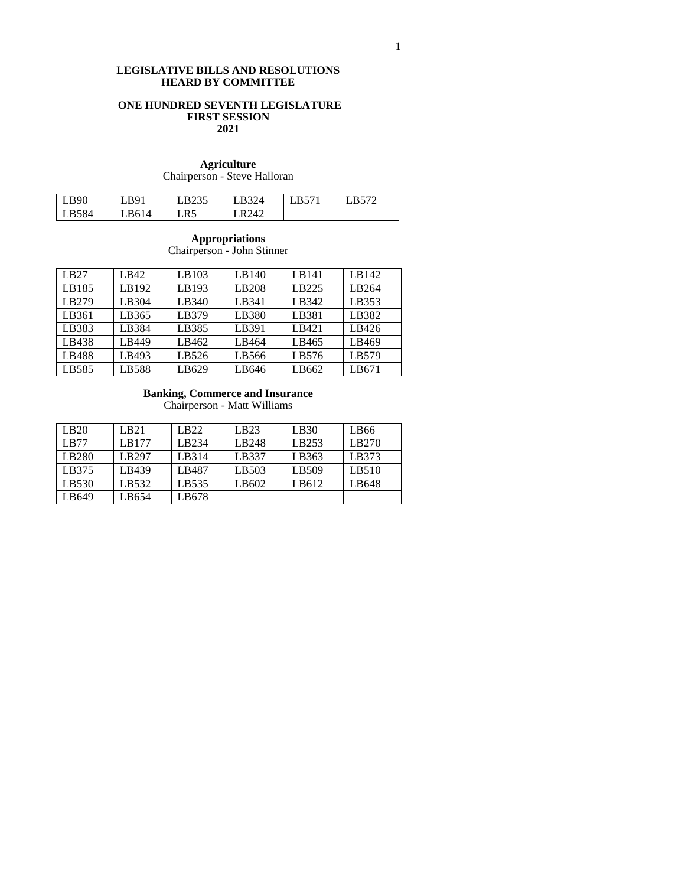# LEGISLATIVE BILLS AND RESOLUTIONS HEARD BY COMMITTEE

## ONE HUNDRED SEVENTH LEGISLATURE FIRST SESSION 2021

### Agriculture

Chairperson - Steve Halloran

| | | | | | |
|---|---|---|---|---|---|
| LB90 | LB91 | LB235 | LB324 | LB571 | LB572 |
| LB584 | LB614 | LR5 | LR242 | | |

### Appropriations

Chairperson - John Stinner

| | | | | | |
|---|---|---|---|---|---|
| LB27 | LB42 | LB103 | LB140 | LB141 | LB142 |
| LB185 | LB192 | LB193 | LB208 | LB225 | LB264 |
| LB279 | LB304 | LB340 | LB341 | LB342 | LB353 |
| LB361 | LB365 | LB379 | LB380 | LB381 | LB382 |
| LB383 | LB384 | LB385 | LB391 | LB421 | LB426 |
| LB438 | LB449 | LB462 | LB464 | LB465 | LB469 |
| LB488 | LB493 | LB526 | LB566 | LB576 | LB579 |
| LB585 | LB588 | LB629 | LB646 | LB662 | LB671 |

### Banking, Commerce and Insurance

Chairperson - Matt Williams

| | | | | | |
|---|---|---|---|---|---|
| LB20 | LB21 | LB22 | LB23 | LB30 | LB66 |
| LB77 | LB177 | LB234 | LB248 | LB253 | LB270 |
| LB280 | LB297 | LB314 | LB337 | LB363 | LB373 |
| LB375 | LB439 | LB487 | LB503 | LB509 | LB510 |
| LB530 | LB532 | LB535 | LB602 | LB612 | LB648 |
| LB649 | LB654 | LB678 | | | |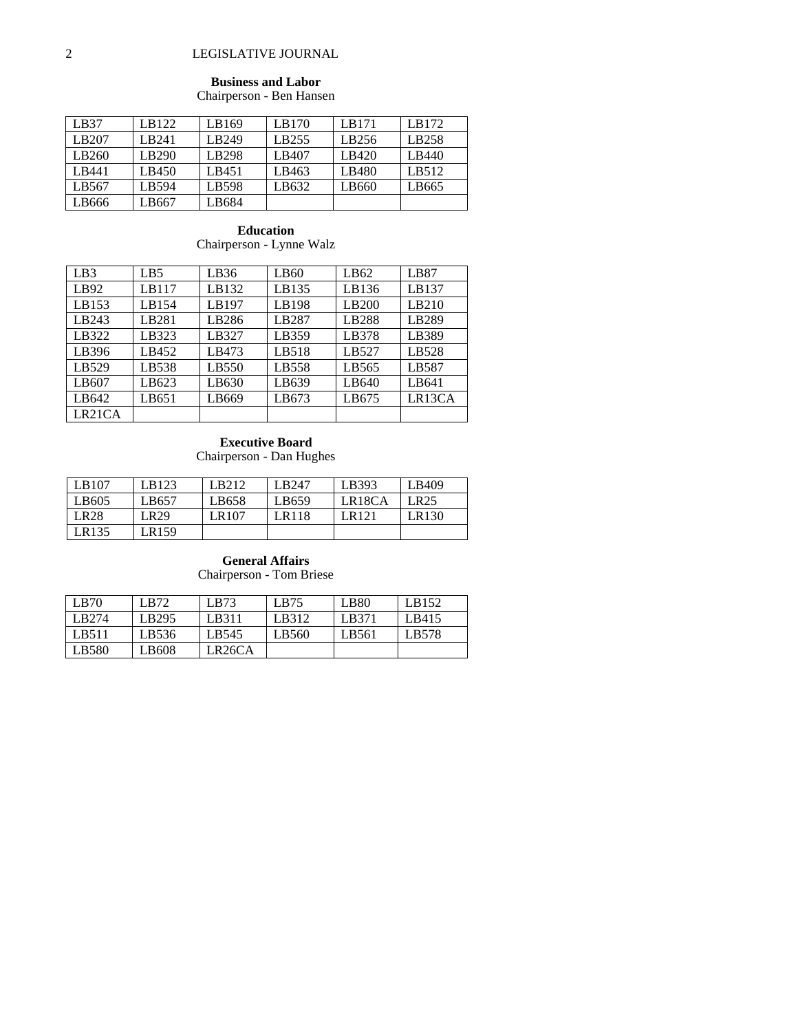**Business and Labor**
Chairperson - Ben Hansen

| | | | | | |
|---|---|---|---|---|---|
| LB37 | LB122 | LB169 | LB170 | LB171 | LB172 |
| LB207 | LB241 | LB249 | LB255 | LB256 | LB258 |
| LB260 | LB290 | LB298 | LB407 | LB420 | LB440 |
| LB441 | LB450 | LB451 | LB463 | LB480 | LB512 |
| LB567 | LB594 | LB598 | LB632 | LB660 | LB665 |
| LB666 | LB667 | LB684 | | | |

**Education**
Chairperson - Lynne Walz

| | | | | | |
|---|---|---|---|---|---|
| LB3 | LB5 | LB36 | LB60 | LB62 | LB87 |
| LB92 | LB117 | LB132 | LB135 | LB136 | LB137 |
| LB153 | LB154 | LB197 | LB198 | LB200 | LB210 |
| LB243 | LB281 | LB286 | LB287 | LB288 | LB289 |
| LB322 | LB323 | LB327 | LB359 | LB378 | LB389 |
| LB396 | LB452 | LB473 | LB518 | LB527 | LB528 |
| LB529 | LB538 | LB550 | LB558 | LB565 | LB587 |
| LB607 | LB623 | LB630 | LB639 | LB640 | LB641 |
| LB642 | LB651 | LB669 | LB673 | LB675 | LR13CA |
| LR21CA | | | | | |

**Executive Board**
Chairperson - Dan Hughes

| | | | | | |
|---|---|---|---|---|---|
| LB107 | LB123 | LB212 | LB247 | LB393 | LB409 |
| LB605 | LB657 | LB658 | LB659 | LR18CA | LR25 |
| LR28 | LR29 | LR107 | LR118 | LR121 | LR130 |
| LR135 | LR159 | | | | |

**General Affairs**
Chairperson - Tom Briese

| | | | | | |
|---|---|---|---|---|---|
| LB70 | LB72 | LB73 | LB75 | LB80 | LB152 |
| LB274 | LB295 | LB311 | LB312 | LB371 | LB415 |
| LB511 | LB536 | LB545 | LB560 | LB561 | LB578 |
| LB580 | LB608 | LR26CA | | | |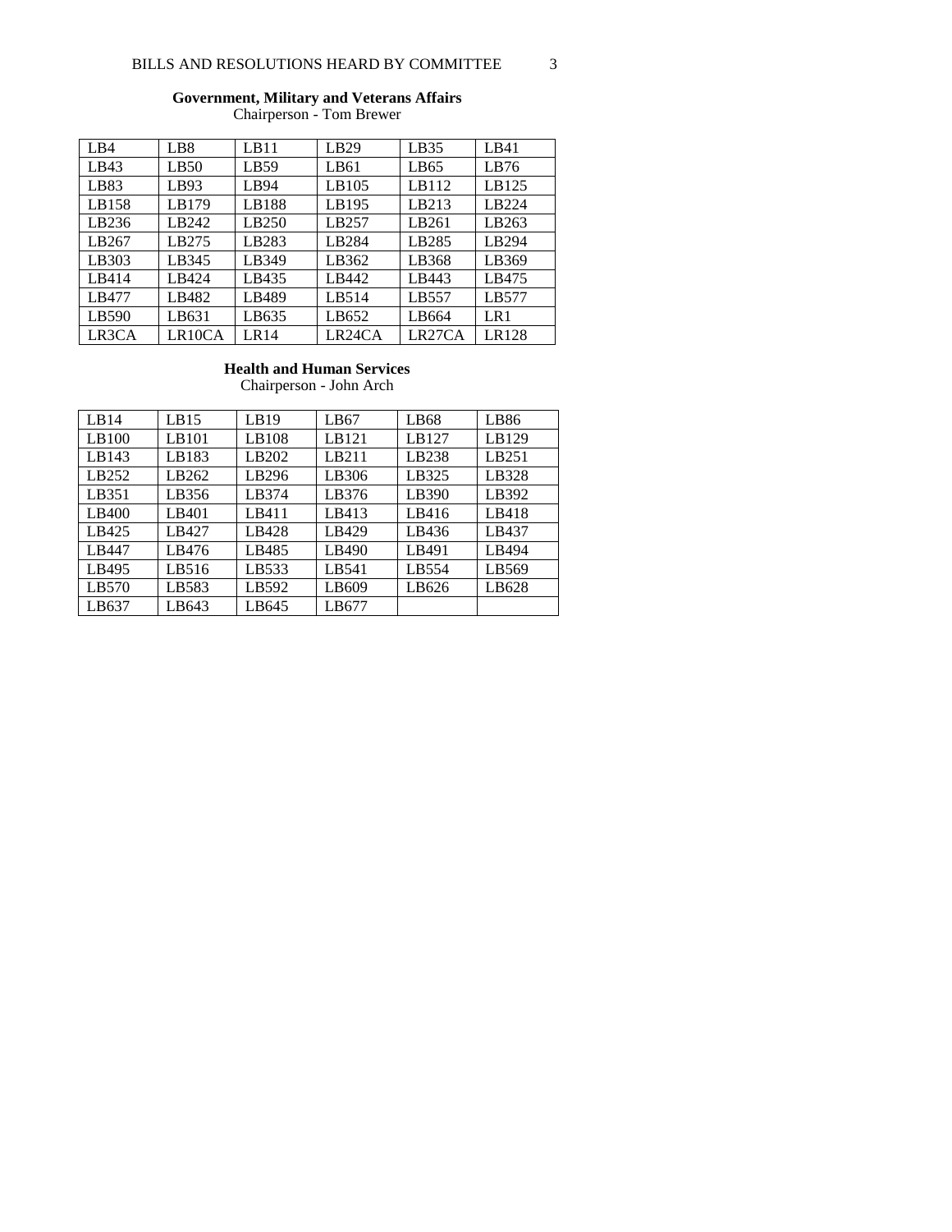**Government, Military and Veterans Affairs**
Chairperson - Tom Brewer

| | | | | | |
|---|---|---|---|---|---|
| LB4 | LB8 | LB11 | LB29 | LB35 | LB41 |
| LB43 | LB50 | LB59 | LB61 | LB65 | LB76 |
| LB83 | LB93 | LB94 | LB105 | LB112 | LB125 |
| LB158 | LB179 | LB188 | LB195 | LB213 | LB224 |
| LB236 | LB242 | LB250 | LB257 | LB261 | LB263 |
| LB267 | LB275 | LB283 | LB284 | LB285 | LB294 |
| LB303 | LB345 | LB349 | LB362 | LB368 | LB369 |
| LB414 | LB424 | LB435 | LB442 | LB443 | LB475 |
| LB477 | LB482 | LB489 | LB514 | LB557 | LB577 |
| LB590 | LB631 | LB635 | LB652 | LB664 | LR1 |
| LR3CA | LR10CA | LR14 | LR24CA | LR27CA | LR128 |

**Health and Human Services**
Chairperson - John Arch

| | | | | | |
|---|---|---|---|---|---|
| LB14 | LB15 | LB19 | LB67 | LB68 | LB86 |
| LB100 | LB101 | LB108 | LB121 | LB127 | LB129 |
| LB143 | LB183 | LB202 | LB211 | LB238 | LB251 |
| LB252 | LB262 | LB296 | LB306 | LB325 | LB328 |
| LB351 | LB356 | LB374 | LB376 | LB390 | LB392 |
| LB400 | LB401 | LB411 | LB413 | LB416 | LB418 |
| LB425 | LB427 | LB428 | LB429 | LB436 | LB437 |
| LB447 | LB476 | LB485 | LB490 | LB491 | LB494 |
| LB495 | LB516 | LB533 | LB541 | LB554 | LB569 |
| LB570 | LB583 | LB592 | LB609 | LB626 | LB628 |
| LB637 | LB643 | LB645 | LB677 | | |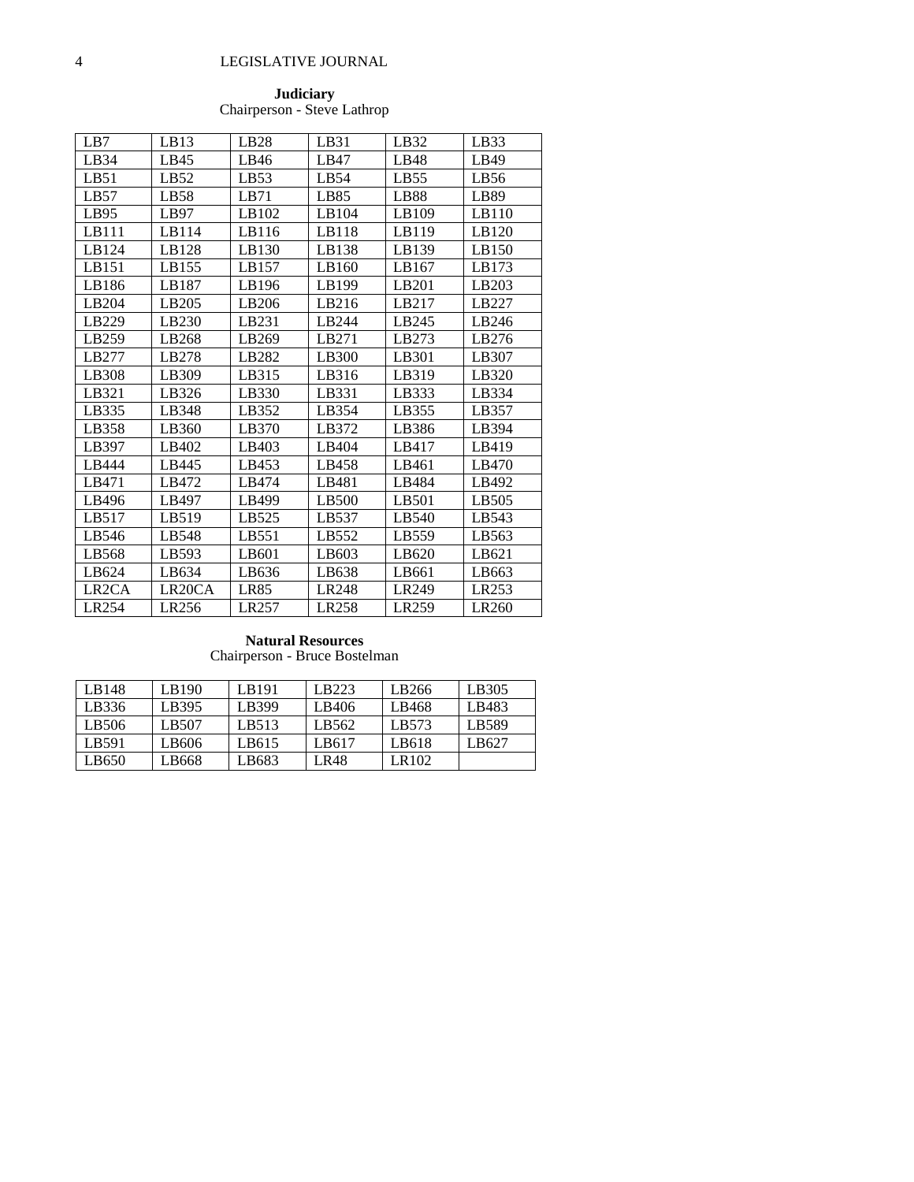**Judiciary**
Chairperson - Steve Lathrop

| LB7 | LB13 | LB28 | LB31 | LB32 | LB33 |
|---|---|---|---|---|---|
| LB34 | LB45 | LB46 | LB47 | LB48 | LB49 |
| LB51 | LB52 | LB53 | LB54 | LB55 | LB56 |
| LB57 | LB58 | LB71 | LB85 | LB88 | LB89 |
| LB95 | LB97 | LB102 | LB104 | LB109 | LB110 |
| LB111 | LB114 | LB116 | LB118 | LB119 | LB120 |
| LB124 | LB128 | LB130 | LB138 | LB139 | LB150 |
| LB151 | LB155 | LB157 | LB160 | LB167 | LB173 |
| LB186 | LB187 | LB196 | LB199 | LB201 | LB203 |
| LB204 | LB205 | LB206 | LB216 | LB217 | LB227 |
| LB229 | LB230 | LB231 | LB244 | LB245 | LB246 |
| LB259 | LB268 | LB269 | LB271 | LB273 | LB276 |
| LB277 | LB278 | LB282 | LB300 | LB301 | LB307 |
| LB308 | LB309 | LB315 | LB316 | LB319 | LB320 |
| LB321 | LB326 | LB330 | LB331 | LB333 | LB334 |
| LB335 | LB348 | LB352 | LB354 | LB355 | LB357 |
| LB358 | LB360 | LB370 | LB372 | LB386 | LB394 |
| LB397 | LB402 | LB403 | LB404 | LB417 | LB419 |
| LB444 | LB445 | LB453 | LB458 | LB461 | LB470 |
| LB471 | LB472 | LB474 | LB481 | LB484 | LB492 |
| LB496 | LB497 | LB499 | LB500 | LB501 | LB505 |
| LB517 | LB519 | LB525 | LB537 | LB540 | LB543 |
| LB546 | LB548 | LB551 | LB552 | LB559 | LB563 |
| LB568 | LB593 | LB601 | LB603 | LB620 | LB621 |
| LB624 | LB634 | LB636 | LB638 | LB661 | LB663 |
| LR2CA | LR20CA | LR85 | LR248 | LR249 | LR253 |
| LR254 | LR256 | LR257 | LR258 | LR259 | LR260 |

**Natural Resources**
Chairperson - Bruce Bostelman

| LB148 | LB190 | LB191 | LB223 | LB266 | LB305 |
|---|---|---|---|---|---|
| LB336 | LB395 | LB399 | LB406 | LB468 | LB483 |
| LB506 | LB507 | LB513 | LB562 | LB573 | LB589 |
| LB591 | LB606 | LB615 | LB617 | LB618 | LB627 |
| LB650 | LB668 | LB683 | LR48 | LR102 | |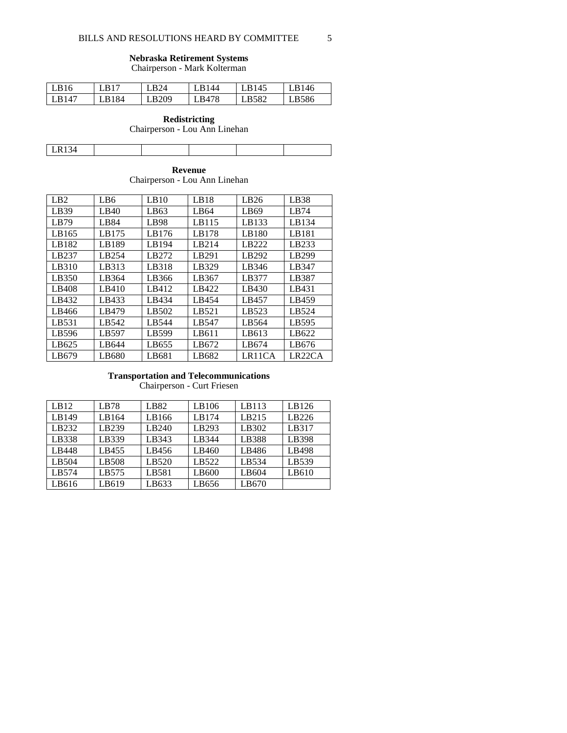**Nebraska Retirement Systems**
Chairperson - Mark Kolterman

| | | | | | |
|---|---|---|---|---|---|
| LB16 | LB17 | LB24 | LB144 | LB145 | LB146 |
| LB147 | LB184 | LB209 | LB478 | LB582 | LB586 |

**Redistricting**
Chairperson - Lou Ann Linehan

| | | | | | |
|---|---|---|---|---|---|
| LR134 | | | | | |

**Revenue**
Chairperson - Lou Ann Linehan

| | | | | | |
|---|---|---|---|---|---|
| LB2 | LB6 | LB10 | LB18 | LB26 | LB38 |
| LB39 | LB40 | LB63 | LB64 | LB69 | LB74 |
| LB79 | LB84 | LB98 | LB115 | LB133 | LB134 |
| LB165 | LB175 | LB176 | LB178 | LB180 | LB181 |
| LB182 | LB189 | LB194 | LB214 | LB222 | LB233 |
| LB237 | LB254 | LB272 | LB291 | LB292 | LB299 |
| LB310 | LB313 | LB318 | LB329 | LB346 | LB347 |
| LB350 | LB364 | LB366 | LB367 | LB377 | LB387 |
| LB408 | LB410 | LB412 | LB422 | LB430 | LB431 |
| LB432 | LB433 | LB434 | LB454 | LB457 | LB459 |
| LB466 | LB479 | LB502 | LB521 | LB523 | LB524 |
| LB531 | LB542 | LB544 | LB547 | LB564 | LB595 |
| LB596 | LB597 | LB599 | LB611 | LB613 | LB622 |
| LB625 | LB644 | LB655 | LB672 | LB674 | LB676 |
| LB679 | LB680 | LB681 | LB682 | LR11CA | LR22CA |

**Transportation and Telecommunications**
Chairperson - Curt Friesen

| | | | | | |
|---|---|---|---|---|---|
| LB12 | LB78 | LB82 | LB106 | LB113 | LB126 |
| LB149 | LB164 | LB166 | LB174 | LB215 | LB226 |
| LB232 | LB239 | LB240 | LB293 | LB302 | LB317 |
| LB338 | LB339 | LB343 | LB344 | LB388 | LB398 |
| LB448 | LB455 | LB456 | LB460 | LB486 | LB498 |
| LB504 | LB508 | LB520 | LB522 | LB534 | LB539 |
| LB574 | LB575 | LB581 | LB600 | LB604 | LB610 |
| LB616 | LB619 | LB633 | LB656 | LB670 | |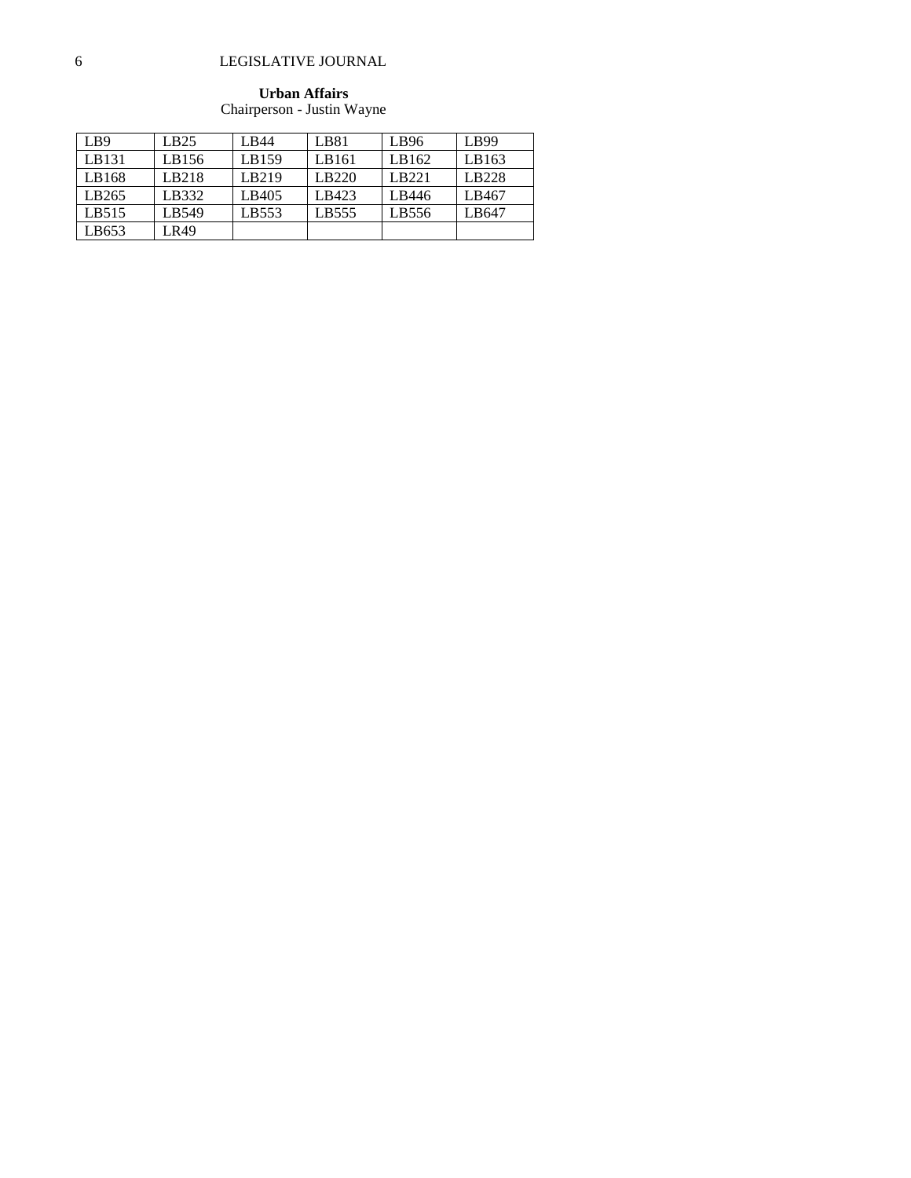**Urban Affairs**
Chairperson - Justin Wayne

| | | | | | |
|---|---|---|---|---|---|
| LB9 | LB25 | LB44 | LB81 | LB96 | LB99 |
| LB131 | LB156 | LB159 | LB161 | LB162 | LB163 |
| LB168 | LB218 | LB219 | LB220 | LB221 | LB228 |
| LB265 | LB332 | LB405 | LB423 | LB446 | LB467 |
| LB515 | LB549 | LB553 | LB555 | LB556 | LB647 |
| LB653 | LR49 | | | | |